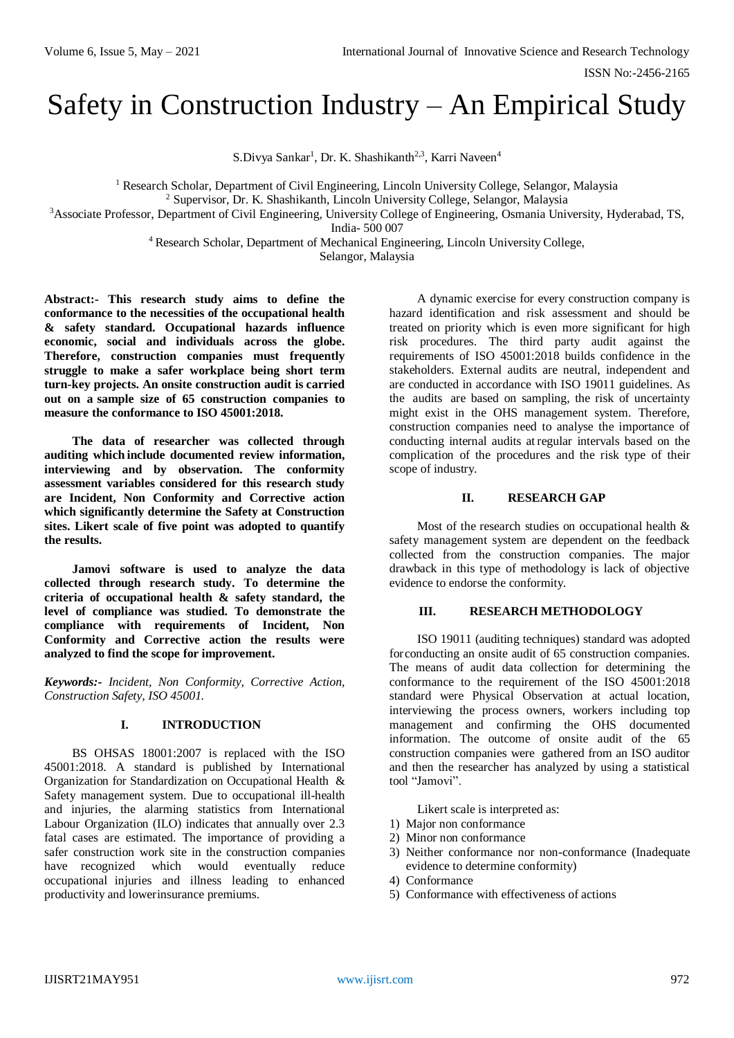# Safety in Construction Industry – An Empirical Study

S.Divya Sankar[1], Dr. K. Shashikanth[2,3], Karri Naveen[4]

[1] Research Scholar, Department of Civil Engineering, Lincoln University College, Selangor, Malaysia
[2] Supervisor, Dr. K. Shashikanth, Lincoln University College, Selangor, Malaysia
[3]Associate Professor, Department of Civil Engineering, University College of Engineering, Osmania University, Hyderabad, TS, India- 500 007
[4] Research Scholar, Department of Mechanical Engineering, Lincoln University College, Selangor, Malaysia

**Abstract:- This research study aims to define the conformance to the necessities of the occupational health & safety standard. Occupational hazards influence economic, social and individuals across the globe. Therefore, construction companies must frequently struggle to make a safer workplace being short term turn-key projects. An onsite construction audit is carried out on a sample size of 65 construction companies to measure the conformance to ISO 45001:2018.**

**The data of researcher was collected through auditing which include documented review information, interviewing and by observation. The conformity assessment variables considered for this research study are Incident, Non Conformity and Corrective action which significantly determine the Safety at Construction sites. Likert scale of five point was adopted to quantify the results.**

**Jamovi software is used to analyze the data collected through research study. To determine the criteria of occupational health & safety standard, the level of compliance was studied. To demonstrate the compliance with requirements of Incident, Non Conformity and Corrective action the results were analyzed to find the scope for improvement.**

***Keywords:-*** *Incident, Non Conformity, Corrective Action, Construction Safety, ISO 45001.*

## I. INTRODUCTION

BS OHSAS 18001:2007 is replaced with the ISO 45001:2018. A standard is published by International Organization for Standardization on Occupational Health & Safety management system. Due to occupational ill-health and injuries, the alarming statistics from International Labour Organization (ILO) indicates that annually over 2.3 fatal cases are estimated. The importance of providing a safer construction work site in the construction companies have recognized which would eventually reduce occupational injuries and illness leading to enhanced productivity and lowerinsurance premiums.

A dynamic exercise for every construction company is hazard identification and risk assessment and should be treated on priority which is even more significant for high risk procedures. The third party audit against the requirements of ISO 45001:2018 builds confidence in the stakeholders. External audits are neutral, independent and are conducted in accordance with ISO 19011 guidelines. As the audits are based on sampling, the risk of uncertainty might exist in the OHS management system. Therefore, construction companies need to analyse the importance of conducting internal audits at regular intervals based on the complication of the procedures and the risk type of their scope of industry.

## II. RESEARCH GAP

Most of the research studies on occupational health & safety management system are dependent on the feedback collected from the construction companies. The major drawback in this type of methodology is lack of objective evidence to endorse the conformity.

## III. RESEARCH METHODOLOGY

ISO 19011 (auditing techniques) standard was adopted forconducting an onsite audit of 65 construction companies. The means of audit data collection for determining the conformance to the requirement of the ISO 45001:2018 standard were Physical Observation at actual location, interviewing the process owners, workers including top management and confirming the OHS documented information. The outcome of onsite audit of the 65 construction companies were gathered from an ISO auditor and then the researcher has analyzed by using a statistical tool "Jamovi".

Likert scale is interpreted as:

1) Major non conformance
2) Minor non conformance
3) Neither conformance nor non-conformance (Inadequate evidence to determine conformity)
4) Conformance
5) Conformance with effectiveness of actions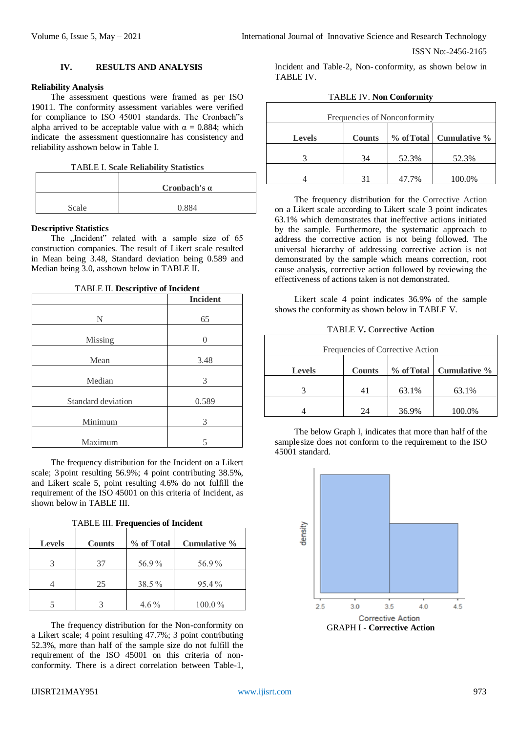## IV. RESULTS AND ANALYSIS

### Reliability Analysis

The assessment questions were framed as per ISO 19011. The conformity assessment variables were verified for compliance to ISO 45001 standards. The Cronbach"s alpha arrived to be acceptable value with $\alpha = 0.884$; which indicate the assessment questionnaire has consistency and reliability asshown below in Table I.

TABLE I. **Scale Reliability Statistics**

| | Cronbach's α |
|---|---|
| Scale | 0.884 |

### Descriptive Statistics

The „Incident" related with a sample size of 65 construction companies. The result of Likert scale resulted in Mean being 3.48, Standard deviation being 0.589 and Median being 3.0, asshown below in TABLE II.

TABLE II. **Descriptive of Incident**

| | Incident |
|---|---|
| N | 65 |
| Missing | 0 |
| Mean | 3.48 |
| Median | 3 |
| Standard deviation | 0.589 |
| Minimum | 3 |
| Maximum | 5 |

The frequency distribution for the Incident on a Likert scale; 3 point resulting 56.9%; 4 point contributing 38.5%, and Likert scale 5, point resulting 4.6% do not fulfill the requirement of the ISO 45001 on this criteria of Incident, as shown below in TABLE III.

TABLE III. **Frequencies of Incident**

| Levels | Counts | % of Total | Cumulative % |
|---|---|---|---|
| 3 | 37 | 56.9 % | 56.9 % |
| 4 | 25 | 38.5 % | 95.4 % |
| 5 | 3 | 4.6 % | 100.0 % |

The frequency distribution for the Non-conformity on a Likert scale; 4 point resulting 47.7%; 3 point contributing 52.3%, more than half of the sample size do not fulfill the requirement of the ISO 45001 on this criteria of non-conformity. There is a direct correlation between Table-1, Incident and Table-2, Non-conformity, as shown below in TABLE IV.

TABLE IV. **Non Conformity**

| Frequencies of Nonconformity | | | |
|---|---|---|---|
| **Levels** | **Counts** | **% of Total** | **Cumulative %** |
| 3 | 34 | 52.3% | 52.3% |
| 4 | 31 | 47.7% | 100.0% |

The frequency distribution for the Corrective Action on a Likert scale according to Likert scale 3 point indicates 63.1% which demonstrates that ineffective actions initiated by the sample. Furthermore, the systematic approach to address the corrective action is not being followed. The universal hierarchy of addressing corrective action is not demonstrated by the sample which means correction, root cause analysis, corrective action followed by reviewing the effectiveness of actions taken is not demonstrated.

Likert scale 4 point indicates 36.9% of the sample shows the conformity as shown below in TABLE V.

TABLE V. **Corrective Action**

| Frequencies of Corrective Action | | | |
|---|---|---|---|
| **Levels** | **Counts** | **% of Total** | **Cumulative %** |
| 3 | 41 | 63.1% | 63.1% |
| 4 | 24 | 36.9% | 100.0% |

The below Graph I, indicates that more than half of the samplesize does not conform to the requirement to the ISO 45001 standard.

GRAPH I - **Corrective Action**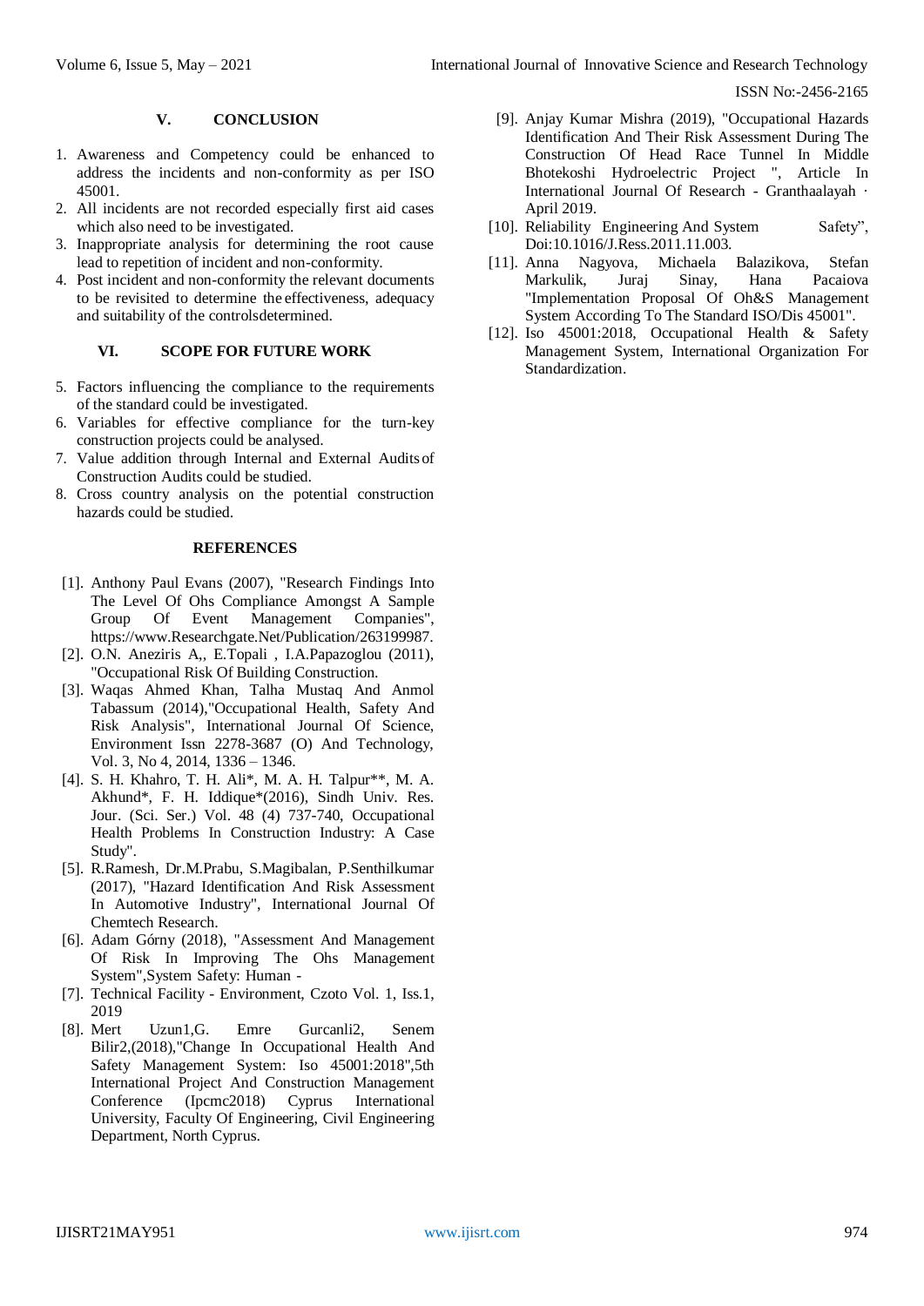## V. CONCLUSION

1. Awareness and Competency could be enhanced to address the incidents and non-conformity as per ISO 45001.
2. All incidents are not recorded especially first aid cases which also need to be investigated.
3. Inappropriate analysis for determining the root cause lead to repetition of incident and non-conformity.
4. Post incident and non-conformity the relevant documents to be revisited to determine the effectiveness, adequacy and suitability of the controlsdetermined.

## VI. SCOPE FOR FUTURE WORK

5. Factors influencing the compliance to the requirements of the standard could be investigated.
6. Variables for effective compliance for the turn-key construction projects could be analysed.
7. Value addition through Internal and External Audits of Construction Audits could be studied.
8. Cross country analysis on the potential construction hazards could be studied.

## REFERENCES

[1]. Anthony Paul Evans (2007), "Research Findings Into The Level Of Ohs Compliance Amongst A Sample Group Of Event Management Companies", https://www.Researchgate.Net/Publication/263199987.

[2]. O.N. Aneziris A,, E.Topali , I.A.Papazoglou (2011), "Occupational Risk Of Building Construction.

[3]. Waqas Ahmed Khan, Talha Mustaq And Anmol Tabassum (2014),"Occupational Health, Safety And Risk Analysis", International Journal Of Science, Environment Issn 2278-3687 (O) And Technology, Vol. 3, No 4, 2014, 1336 – 1346.

[4]. S. H. Khahro, T. H. Ali*, M. A. H. Talpur**, M. A. Akhund*, F. H. Iddique*(2016), Sindh Univ. Res. Jour. (Sci. Ser.) Vol. 48 (4) 737-740, Occupational Health Problems In Construction Industry: A Case Study".

[5]. R.Ramesh, Dr.M.Prabu, S.Magibalan, P.Senthilkumar (2017), "Hazard Identification And Risk Assessment In Automotive Industry", International Journal Of Chemtech Research.

[6]. Adam Górny (2018), "Assessment And Management Of Risk In Improving The Ohs Management System",System Safety: Human -

[7]. Technical Facility - Environment, Czoto Vol. 1, Iss.1, 2019

[8]. Mert Uzun1,G. Emre Gurcanli2, Senem Bilir2,(2018),"Change In Occupational Health And Safety Management System: Iso 45001:2018",5th International Project And Construction Management Conference (Ipcmc2018) Cyprus International University, Faculty Of Engineering, Civil Engineering Department, North Cyprus.

[9]. Anjay Kumar Mishra (2019), "Occupational Hazards Identification And Their Risk Assessment During The Construction Of Head Race Tunnel In Middle Bhotekoshi Hydroelectric Project ", Article In International Journal Of Research - Granthaalayah · April 2019.

[10]. Reliability Engineering And System Safety", Doi:10.1016/J.Ress.2011.11.003.

[11]. Anna Nagyova, Michaela Balazikova, Stefan Markulik, Juraj Sinay, Hana Pacaiova "Implementation Proposal Of Oh&S Management System According To The Standard ISO/Dis 45001".

[12]. Iso 45001:2018, Occupational Health & Safety Management System, International Organization For Standardization.